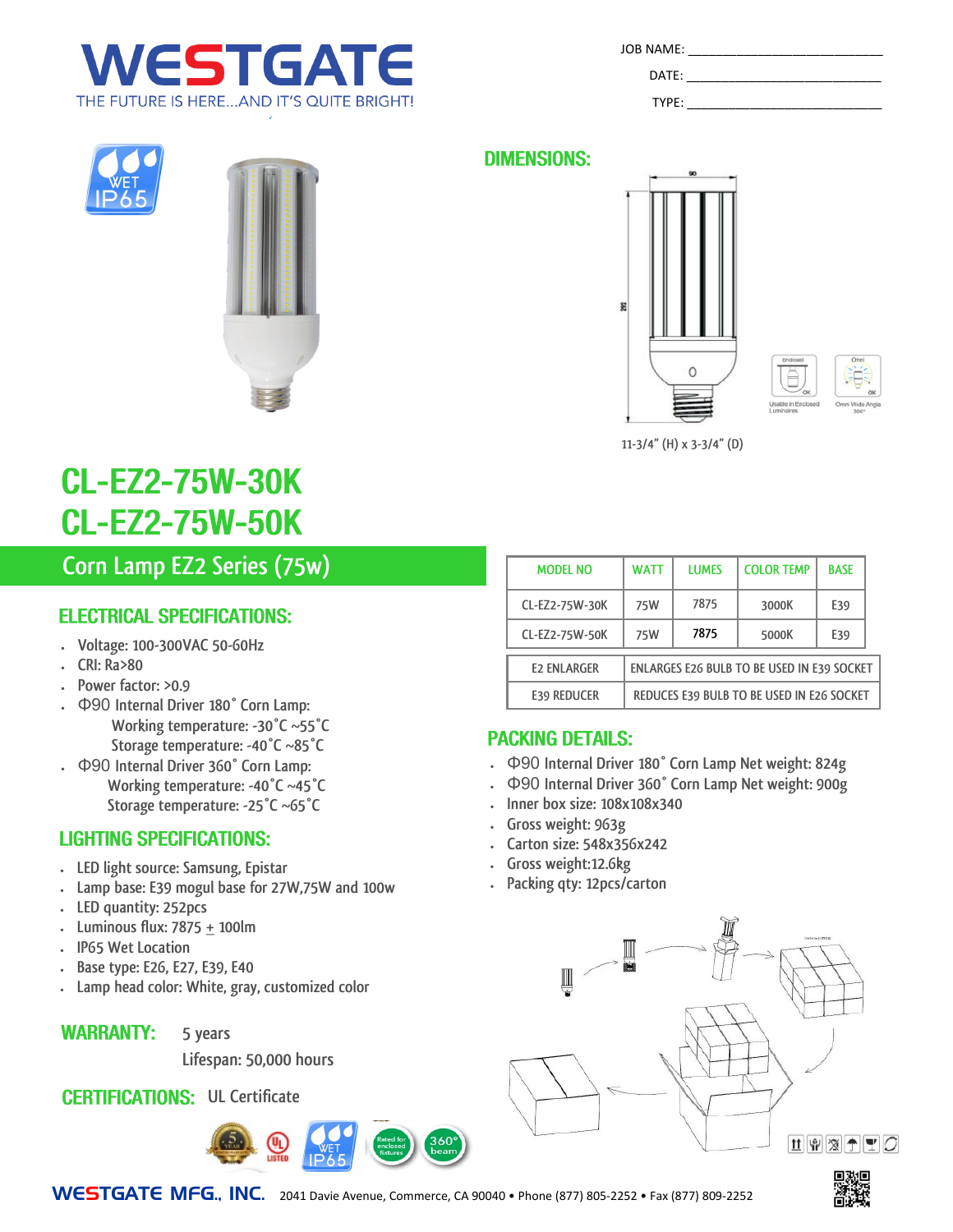# WESTGATE

THE FUTURE IS HERE...AND IT'S QUITE BRIGHT!

JOB NAME: ___________________________

DATE: ___________________________

TYPE: ___________________________

## DIMENSIONS:

11-3/4" (H) x 3-3/4" (D)

# CL-EZ2-75W-30K
# CL-EZ2-75W-50K

## Corn Lamp EZ2 Series (75w)

| MODEL NO | WATT | LUMES | COLOR TEMP | BASE |
|---|---|---|---|---|
| CL-EZ2-75W-30K | 75W | 7875 | 3000K | E39 |
| CL-EZ2-75W-50K | 75W | 7875 | 5000K | E39 |

| | |
|---|---|
| E2 ENLARGER | ENLARGES E26 BULB TO BE USED IN E39 SOCKET |
| E39 REDUCER | REDUCES E39 BULB TO BE USED IN E26 SOCKET |

### ELECTRICAL SPECIFICATIONS:

- Voltage: 100-300VAC 50-60Hz
- CRI: Ra>80
- Power factor: >0.9
- Φ90 Internal Driver 180˚ Corn Lamp:
  - Working temperature: -30˚C ~55˚C
  - Storage temperature: -40˚C ~85˚C
- Φ90 Internal Driver 360˚ Corn Lamp:
  - Working temperature: -40˚C ~45˚C
  - Storage temperature: -25˚C ~65˚C

### LIGHTING SPECIFICATIONS:

- LED light source: Samsung, Epistar
- Lamp base: E39 mogul base for 27W,75W and 100w
- LED quantity: 252pcs
- Luminous flux: 7875 ± 100lm
- IP65 Wet Location
- Base type: E26, E27, E39, E40
- Lamp head color: White, gray, customized color

### PACKING DETAILS:

- Φ90 Internal Driver 180˚ Corn Lamp Net weight: 824g
- Φ90 Internal Driver 360˚ Corn Lamp Net weight: 900g
- Inner box size: 108x108x340
- Gross weight: 963g
- Carton size: 548x356x242
- Gross weight:12.6kg
- Packing qty: 12pcs/carton

**WARRANTY:** 5 years

Lifespan: 50,000 hours

**CERTIFICATIONS:** UL Certificate

**WESTGATE MFG., INC.** 2041 Davie Avenue, Commerce, CA 90040 • Phone (877) 805-2252 • Fax (877) 809-2252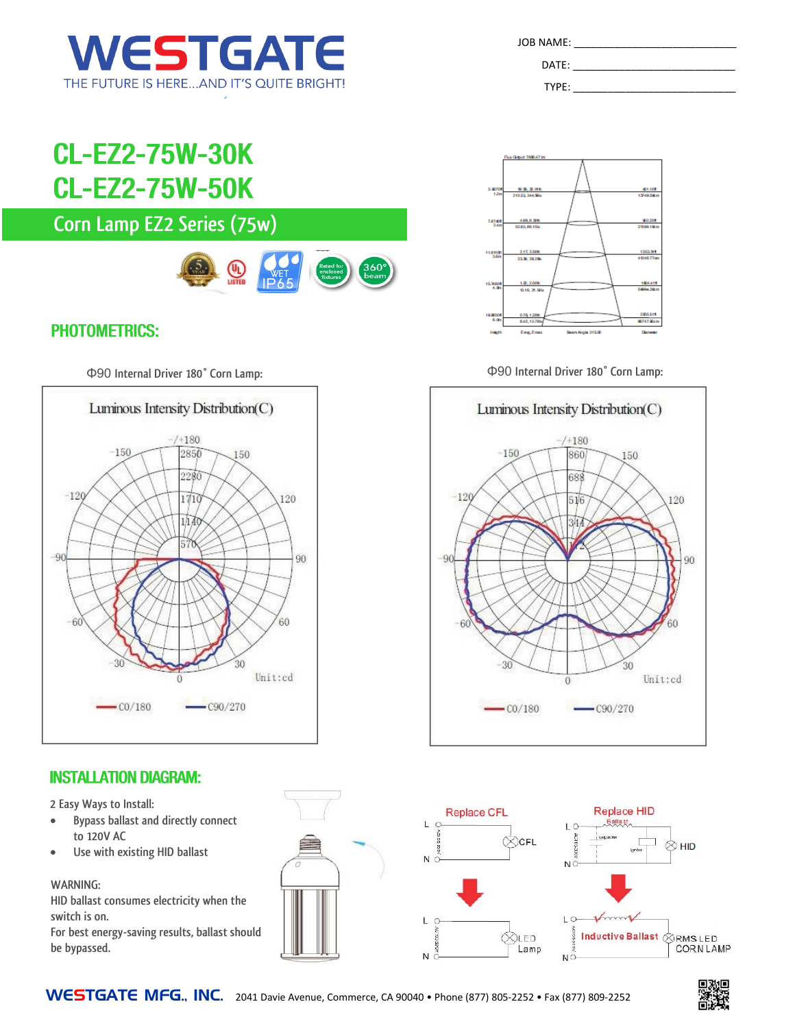JOB NAME: ___________________________

DATE: ___________________________

TYPE: ___________________________

# CL-EZ2-75W-30K
# CL-EZ2-75W-50K

## Corn Lamp EZ2 Series (75w)

## PHOTOMETRICS:

Φ90 Internal Driver 180˚ Corn Lamp:

Luminous Intensity Distribution(C)

-/+180
-150
150
-120
120
-90
90
-60
60
-30
30
0
2850
2280
1710
1140
570
Unit:cd
C0/180
C90/270

Φ90 Internal Driver 180˚ Corn Lamp:

Luminous Intensity Distribution(C)

-/+180
-150
150
-120
120
-90
90
-60
60
-30
30
0
860
688
516
344
172
Unit:cd
C0/180
C90/270

## INSTALLATION DIAGRAM:

2 Easy Ways to Install:

- Bypass ballast and directly connect to 120V AC
- Use with existing HID ballast

WARNING:
HID ballast consumes electricity when the switch is on.
For best energy-saving results, ballast should be bypassed.

Replace CFL

L
N
CFL
LED Lamp

Replace HID

Ballast
HID
Inductive Ballast
RMS LED CORN LAMP

**WESTGATE MFG., INC.** 2041 Davie Avenue, Commerce, CA 90040 • Phone (877) 805-2252 • Fax (877) 809-2252